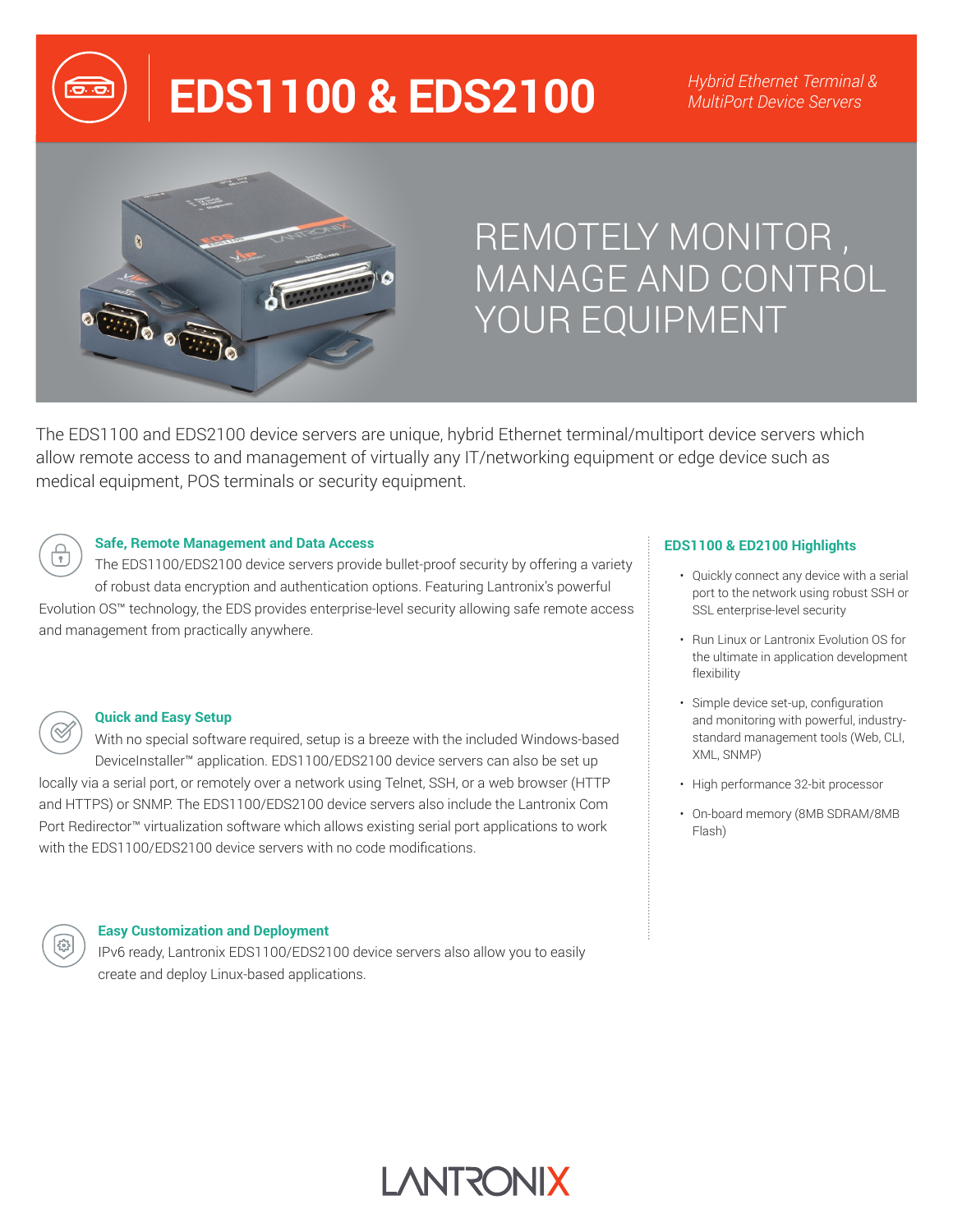# EDS1100 & EDS2100

*Hybrid Ethernet Terminal & MultiPort Device Servers*

## REMOTELY MONITOR , MANAGE AND CONTROL YOUR EQUIPMENT

The EDS1100 and EDS2100 device servers are unique, hybrid Ethernet terminal/multiport device servers which allow remote access to and management of virtually any IT/networking equipment or edge device such as medical equipment, POS terminals or security equipment.

### Safe, Remote Management and Data Access

The EDS1100/EDS2100 device servers provide bullet-proof security by offering a variety of robust data encryption and authentication options. Featuring Lantronix's powerful Evolution OS™ technology, the EDS provides enterprise-level security allowing safe remote access and management from practically anywhere.

### Quick and Easy Setup

With no special software required, setup is a breeze with the included Windows-based DeviceInstaller™ application. EDS1100/EDS2100 device servers can also be set up locally via a serial port, or remotely over a network using Telnet, SSH, or a web browser (HTTP and HTTPS) or SNMP. The EDS1100/EDS2100 device servers also include the Lantronix Com Port Redirector™ virtualization software which allows existing serial port applications to work with the EDS1100/EDS2100 device servers with no code modifications.

### Easy Customization and Deployment

IPv6 ready, Lantronix EDS1100/EDS2100 device servers also allow you to easily create and deploy Linux-based applications.

### EDS1100 & ED2100 Highlights

- Quickly connect any device with a serial port to the network using robust SSH or SSL enterprise-level security
- Run Linux or Lantronix Evolution OS for the ultimate in application development flexibility
- Simple device set-up, configuration and monitoring with powerful, industry-standard management tools (Web, CLI, XML, SNMP)
- High performance 32-bit processor
- On-board memory (8MB SDRAM/8MB Flash)

LANTRONIX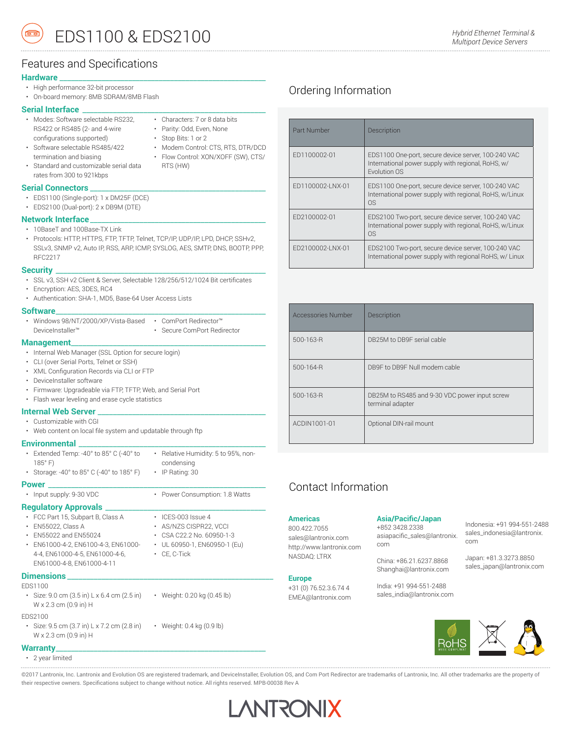# EDS1100 & EDS2100

*Hybrid Ethernet Terminal & Multiport Device Servers*

## Features and Specifications

### Hardware

- High performance 32-bit processor
- On-board memory: 8MB SDRAM/8MB Flash

### Serial Interface

- Modes: Software selectable RS232, RS422 or RS485 (2- and 4-wire configurations supported)
- Software selectable RS485/422 termination and biasing
- Standard and customizable serial data rates from 300 to 921kbps
- Characters: 7 or 8 data bits
- Parity: Odd, Even, None
- Stop Bits: 1 or 2
- Modem Control: CTS, RTS, DTR/DCD
- Flow Control: XON/XOFF (SW), CTS/RTS (HW)

### Serial Connectors

- EDS1100 (Single-port): 1 x DM25F (DCE)
- EDS2100 (Dual-port): 2 x DB9M (DTE)

### Network Interface

- 10BaseT and 100Base-TX Link
- Protocols: HTTP, HTTPS, FTP, TFTP, Telnet, TCP/IP, UDP/IP, LPD, DHCP, SSHv2, SSLv3, SNMP v2, Auto IP, RSS, ARP, ICMP, SYSLOG, AES, SMTP, DNS, BOOTP, PPP, RFC2217

### Security

- SSL v3, SSH v2 Client & Server, Selectable 128/256/512/1024 Bit certificates
- Encryption: AES, 3DES, RC4
- Authentication: SHA-1, MD5, Base-64 User Access Lists

### Software

- Windows 98/NT/2000/XP/Vista-Based DeviceInstaller™
- ComPort Redirector™
- Secure ComPort Redirector

### Management

- Internal Web Manager (SSL Option for secure login)
- CLI (over Serial Ports, Telnet or SSH)
- XML Configuration Records via CLI or FTP
- DeviceInstaller software
- Firmware: Upgradeable via FTP, TFTP, Web, and Serial Port
- Flash wear leveling and erase cycle statistics

### Internal Web Server

- Customizable with CGI
- Web content on local file system and updatable through ftp

### Environmental

- Extended Temp: -40° to 85° C (-40° to 185° F)
- Storage: -40° to 85° C (-40° to 185° F)
- Relative Humidity: 5 to 95%, non-condensing
- IP Rating: 30

### Power

- Input supply: 9-30 VDC
- Power Consumption: 1.8 Watts

### Regulatory Approvals

- FCC Part 15, Subpart B, Class A
- EN55022, Class A
- EN55022 and EN55024
- EN61000-4-2, EN6100-4-3, EN61000-4-4, EN61000-4-5, EN61000-4-6, EN61000-4-8, EN61000-4-11
- ICES-003 Issue 4
- AS/NZS CISPR22, VCCI
- CSA C22.2 No. 60950-1-3
- UL 60950-1, EN60950-1 (Eu)
- CE, C-Tick

### Dimensions

EDS1100

- Size: 9.0 cm (3.5 in) L x 6.4 cm (2.5 in) W x 2.3 cm (0.9 in) H
- Weight: 0.20 kg (0.45 lb)

EDS2100

- Size: 9.5 cm (3.7 in) L x 7.2 cm (2.8 in) W x 2.3 cm (0.9 in) H
- Weight: 0.4 kg (0.9 lb)

### Warranty

- 2 year limited

## Ordering Information

| Part Number | Description |
|---|---|
| ED1100002-01 | EDS1100 One-port, secure device server, 100-240 VAC International power supply with regional, RoHS, w/ Evolution OS |
| ED1100002-LNX-01 | EDS1100 One-port, secure device server, 100-240 VAC International power supply with regional, RoHS, w/Linux OS |
| ED2100002-01 | EDS2100 Two-port, secure device server, 100-240 VAC International power supply with regional, RoHS, w/Linux OS |
| ED2100002-LNX-01 | EDS2100 Two-port, secure device server, 100-240 VAC International power supply with regional RoHS, w/ Linux |

| Accessories Number | Description |
|---|---|
| 500-163-R | DB25M to DB9F serial cable |
| 500-164-R | DB9F to DB9F Null modem cable |
| 500-163-R | DB25M to RS485 and 9-30 VDC power input screw terminal adapter |
| ACDIN1001-01 | Optional DIN-rail mount |

## Contact Information

**Americas**
800.422.7055
sales@lantronix.com
http://www.lantronix.com
NASDAQ: LTRX

**Europe**
+31 (0) 76.52.3.6.74 4
EMEA@lantronix.com

**Asia/Pacific/Japan**
+852 3428.2338
asiapacific_sales@lantronix.com

China: +86.21.6237.8868
Shanghai@lantronix.com

India: +91 994-551-2488
sales_india@lantronix.com

Indonesia: +91 994-551-2488
sales_indonesia@lantronix.com

Japan: +81.3.3273.8850
sales_japan@lantronix.com

RoHS WEEE COMPLIANT

©2017 Lantronix, Inc. Lantronix and Evolution OS are registered trademark, and DeviceInstaller, Evolution OS, and Com Port Redirector are trademarks of Lantronix, Inc. All other trademarks are the property of their respective owners. Specifications subject to change without notice. All rights reserved. MPB-00038 Rev A

LANTRONIX